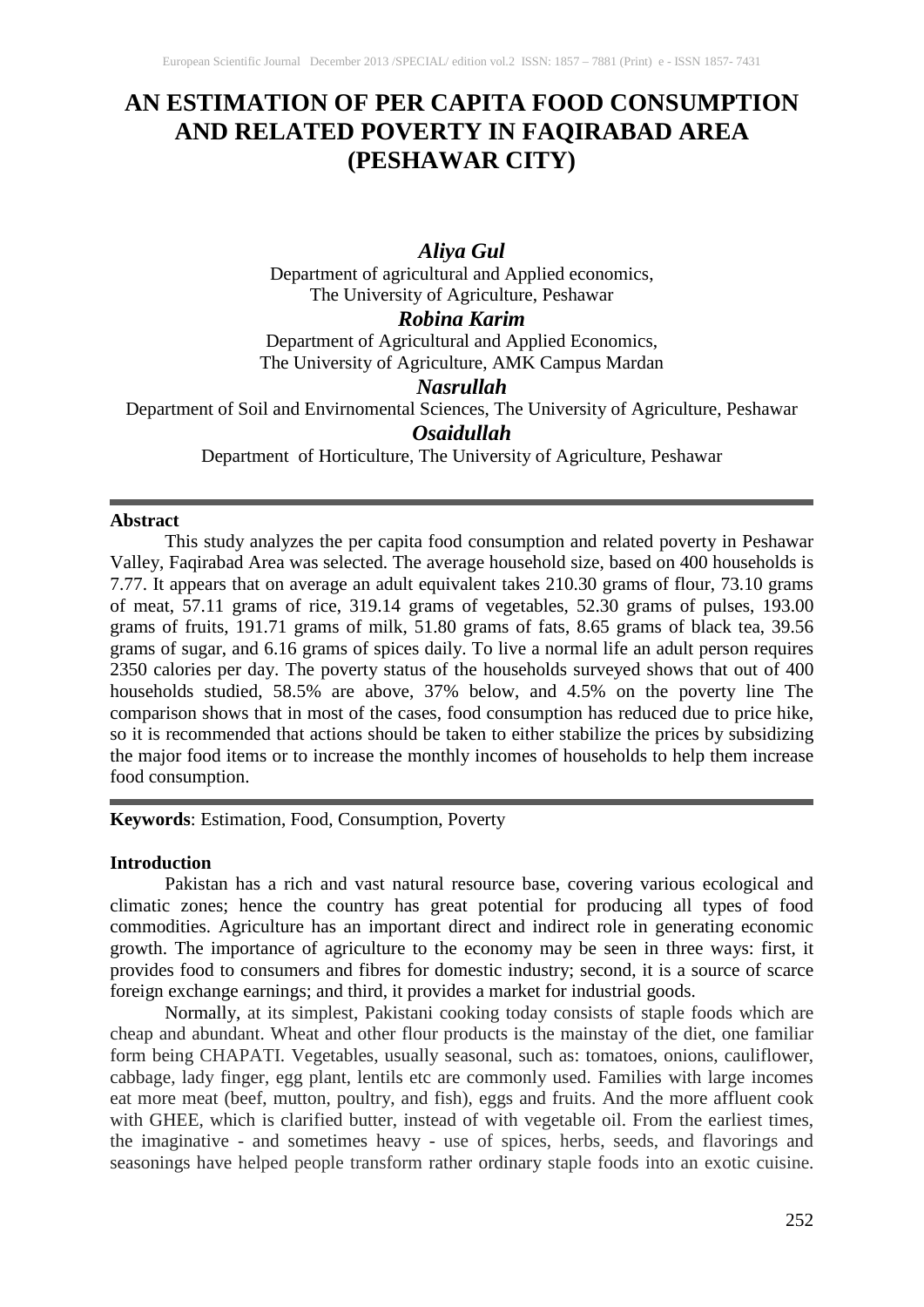# AN ESTIMATION OF PER CAPITA FOOD CONSUMPTION AND RELATED POVERTY IN FAQIRABAD AREA (PESHAWAR CITY)

***Aliya Gul***
Department of agricultural and Applied economics,
The University of Agriculture, Peshawar

***Robina Karim***
Department of Agricultural and Applied Economics,
The University of Agriculture, AMK Campus Mardan

***Nasrullah***
Department of Soil and Envirnomental Sciences, The University of Agriculture, Peshawar

***Osaidullah***
Department of Horticulture, The University of Agriculture, Peshawar

---

**Abstract**

This study analyzes the per capita food consumption and related poverty in Peshawar Valley, Faqirabad Area was selected. The average household size, based on 400 households is 7.77. It appears that on average an adult equivalent takes 210.30 grams of flour, 73.10 grams of meat, 57.11 grams of rice, 319.14 grams of vegetables, 52.30 grams of pulses, 193.00 grams of fruits, 191.71 grams of milk, 51.80 grams of fats, 8.65 grams of black tea, 39.56 grams of sugar, and 6.16 grams of spices daily. To live a normal life an adult person requires 2350 calories per day. The poverty status of the households surveyed shows that out of 400 households studied, 58.5% are above, 37% below, and 4.5% on the poverty line The comparison shows that in most of the cases, food consumption has reduced due to price hike, so it is recommended that actions should be taken to either stabilize the prices by subsidizing the major food items or to increase the monthly incomes of households to help them increase food consumption.

---

**Keywords**: Estimation, Food, Consumption, Poverty

**Introduction**

Pakistan has a rich and vast natural resource base, covering various ecological and climatic zones; hence the country has great potential for producing all types of food commodities. Agriculture has an important direct and indirect role in generating economic growth. The importance of agriculture to the economy may be seen in three ways: first, it provides food to consumers and fibres for domestic industry; second, it is a source of scarce foreign exchange earnings; and third, it provides a market for industrial goods.

Normally, at its simplest, Pakistani cooking today consists of staple foods which are cheap and abundant. Wheat and other flour products is the mainstay of the diet, one familiar form being CHAPATI. Vegetables, usually seasonal, such as: tomatoes, onions, cauliflower, cabbage, lady finger, egg plant, lentils etc are commonly used. Families with large incomes eat more meat (beef, mutton, poultry, and fish), eggs and fruits. And the more affluent cook with GHEE, which is clarified butter, instead of with vegetable oil. From the earliest times, the imaginative - and sometimes heavy - use of spices, herbs, seeds, and flavorings and seasonings have helped people transform rather ordinary staple foods into an exotic cuisine.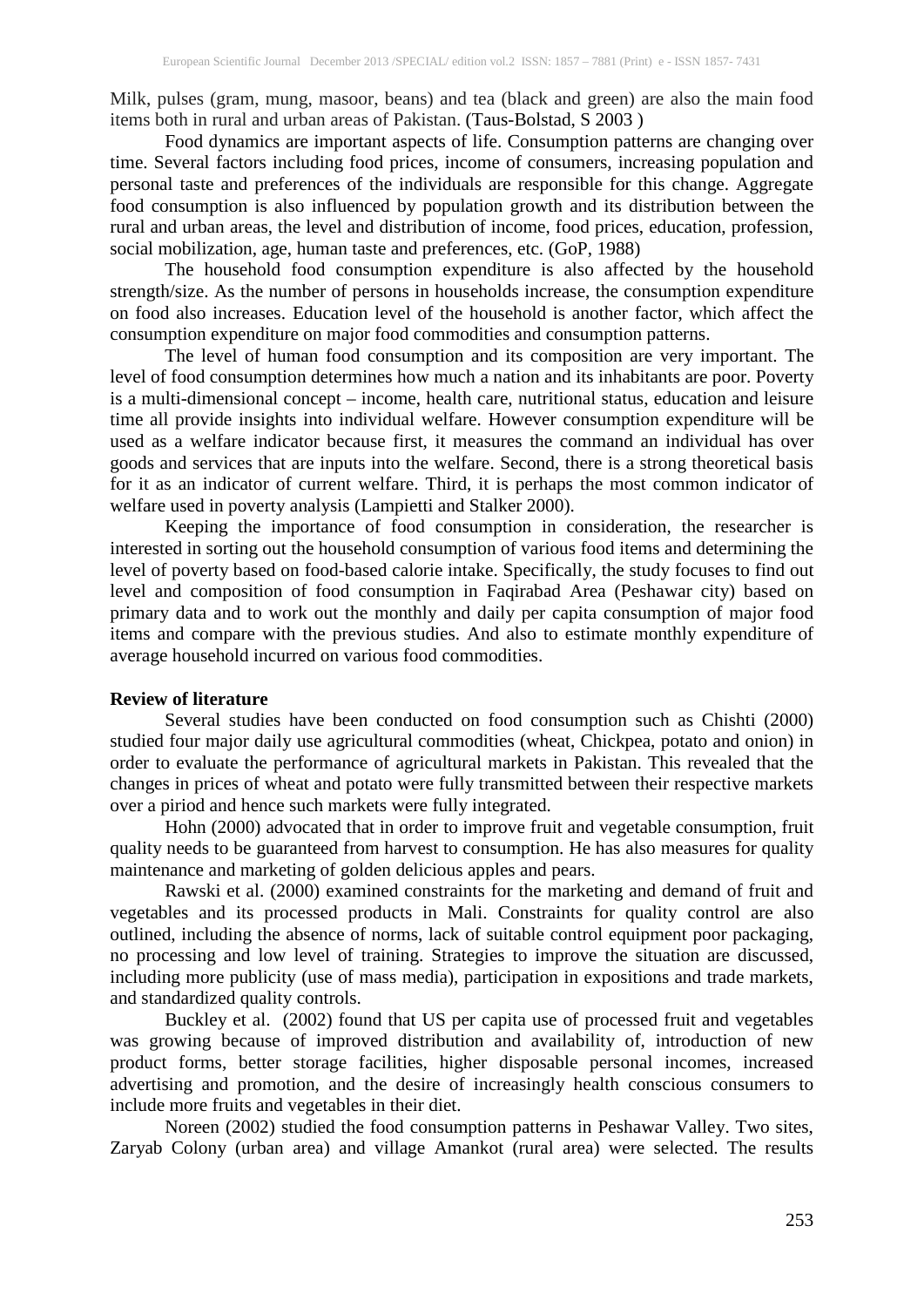Milk, pulses (gram, mung, masoor, beans) and tea (black and green) are also the main food items both in rural and urban areas of Pakistan. (Taus-Bolstad, S 2003 )

Food dynamics are important aspects of life. Consumption patterns are changing over time. Several factors including food prices, income of consumers, increasing population and personal taste and preferences of the individuals are responsible for this change. Aggregate food consumption is also influenced by population growth and its distribution between the rural and urban areas, the level and distribution of income, food prices, education, profession, social mobilization, age, human taste and preferences, etc. (GoP, 1988)

The household food consumption expenditure is also affected by the household strength/size. As the number of persons in households increase, the consumption expenditure on food also increases. Education level of the household is another factor, which affect the consumption expenditure on major food commodities and consumption patterns.

The level of human food consumption and its composition are very important. The level of food consumption determines how much a nation and its inhabitants are poor. Poverty is a multi-dimensional concept – income, health care, nutritional status, education and leisure time all provide insights into individual welfare. However consumption expenditure will be used as a welfare indicator because first, it measures the command an individual has over goods and services that are inputs into the welfare. Second, there is a strong theoretical basis for it as an indicator of current welfare. Third, it is perhaps the most common indicator of welfare used in poverty analysis (Lampietti and Stalker 2000).

Keeping the importance of food consumption in consideration, the researcher is interested in sorting out the household consumption of various food items and determining the level of poverty based on food-based calorie intake. Specifically, the study focuses to find out level and composition of food consumption in Faqirabad Area (Peshawar city) based on primary data and to work out the monthly and daily per capita consumption of major food items and compare with the previous studies. And also to estimate monthly expenditure of average household incurred on various food commodities.

**Review of literature**

Several studies have been conducted on food consumption such as Chishti (2000) studied four major daily use agricultural commodities (wheat, Chickpea, potato and onion) in order to evaluate the performance of agricultural markets in Pakistan. This revealed that the changes in prices of wheat and potato were fully transmitted between their respective markets over a piriod and hence such markets were fully integrated.

Hohn (2000) advocated that in order to improve fruit and vegetable consumption, fruit quality needs to be guaranteed from harvest to consumption. He has also measures for quality maintenance and marketing of golden delicious apples and pears.

Rawski et al. (2000) examined constraints for the marketing and demand of fruit and vegetables and its processed products in Mali. Constraints for quality control are also outlined, including the absence of norms, lack of suitable control equipment poor packaging, no processing and low level of training. Strategies to improve the situation are discussed, including more publicity (use of mass media), participation in expositions and trade markets, and standardized quality controls.

Buckley et al. (2002) found that US per capita use of processed fruit and vegetables was growing because of improved distribution and availability of, introduction of new product forms, better storage facilities, higher disposable personal incomes, increased advertising and promotion, and the desire of increasingly health conscious consumers to include more fruits and vegetables in their diet.

Noreen (2002) studied the food consumption patterns in Peshawar Valley. Two sites, Zaryab Colony (urban area) and village Amankot (rural area) were selected. The results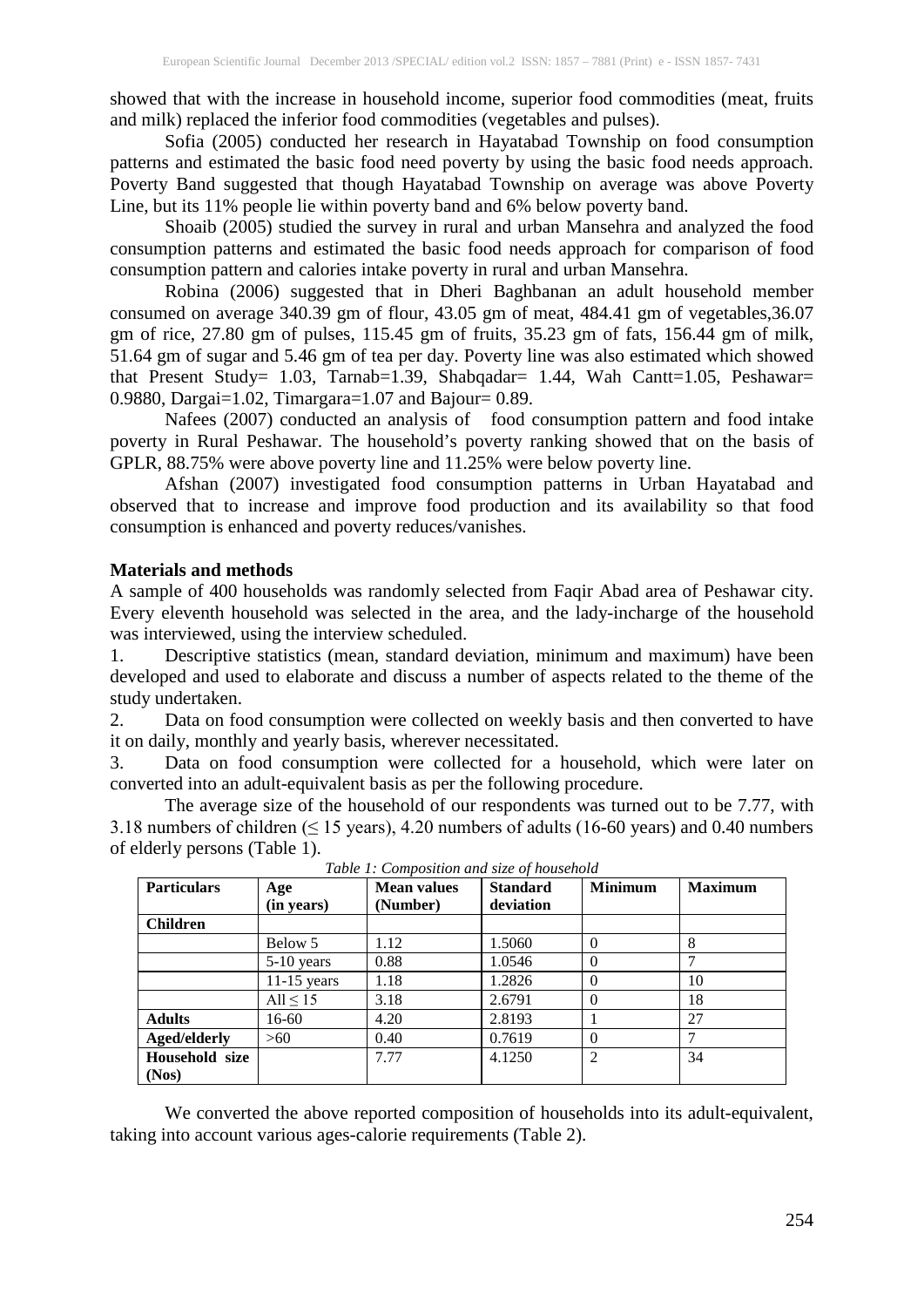showed that with the increase in household income, superior food commodities (meat, fruits and milk) replaced the inferior food commodities (vegetables and pulses).

Sofia (2005) conducted her research in Hayatabad Township on food consumption patterns and estimated the basic food need poverty by using the basic food needs approach. Poverty Band suggested that though Hayatabad Township on average was above Poverty Line, but its 11% people lie within poverty band and 6% below poverty band.

Shoaib (2005) studied the survey in rural and urban Mansehra and analyzed the food consumption patterns and estimated the basic food needs approach for comparison of food consumption pattern and calories intake poverty in rural and urban Mansehra.

Robina (2006) suggested that in Dheri Baghbanan an adult household member consumed on average 340.39 gm of flour, 43.05 gm of meat, 484.41 gm of vegetables,36.07 gm of rice, 27.80 gm of pulses, 115.45 gm of fruits, 35.23 gm of fats, 156.44 gm of milk, 51.64 gm of sugar and 5.46 gm of tea per day. Poverty line was also estimated which showed that Present Study= 1.03, Tarnab=1.39, Shabqadar= 1.44, Wah Cantt=1.05, Peshawar= 0.9880, Dargai=1.02, Timargara=1.07 and Bajour= 0.89.

Nafees (2007) conducted an analysis of food consumption pattern and food intake poverty in Rural Peshawar. The household's poverty ranking showed that on the basis of GPLR, 88.75% were above poverty line and 11.25% were below poverty line.

Afshan (2007) investigated food consumption patterns in Urban Hayatabad and observed that to increase and improve food production and its availability so that food consumption is enhanced and poverty reduces/vanishes.

## Materials and methods

A sample of 400 households was randomly selected from Faqir Abad area of Peshawar city. Every eleventh household was selected in the area, and the lady-incharge of the household was interviewed, using the interview scheduled.

1. Descriptive statistics (mean, standard deviation, minimum and maximum) have been developed and used to elaborate and discuss a number of aspects related to the theme of the study undertaken.
2. Data on food consumption were collected on weekly basis and then converted to have it on daily, monthly and yearly basis, wherever necessitated.
3. Data on food consumption were collected for a household, which were later on converted into an adult-equivalent basis as per the following procedure.

The average size of the household of our respondents was turned out to be 7.77, with 3.18 numbers of children ($\leq$ 15 years), 4.20 numbers of adults (16-60 years) and 0.40 numbers of elderly persons (Table 1).

*Table 1: Composition and size of household*

| Particulars | Age (in years) | Mean values (Number) | Standard deviation | Minimum | Maximum |
|---|---|---|---|---|---|
| **Children** | | | | | |
| | Below 5 | 1.12 | 1.5060 | 0 | 8 |
| | 5-10 years | 0.88 | 1.0546 | 0 | 7 |
| | 11-15 years | 1.18 | 1.2826 | 0 | 10 |
| | All $\leq$ 15 | 3.18 | 2.6791 | 0 | 18 |
| **Adults** | 16-60 | 4.20 | 2.8193 | 1 | 27 |
| **Aged/elderly** | >60 | 0.40 | 0.7619 | 0 | 7 |
| **Household size (Nos)** | | 7.77 | 4.1250 | 2 | 34 |

We converted the above reported composition of households into its adult-equivalent, taking into account various ages-calorie requirements (Table 2).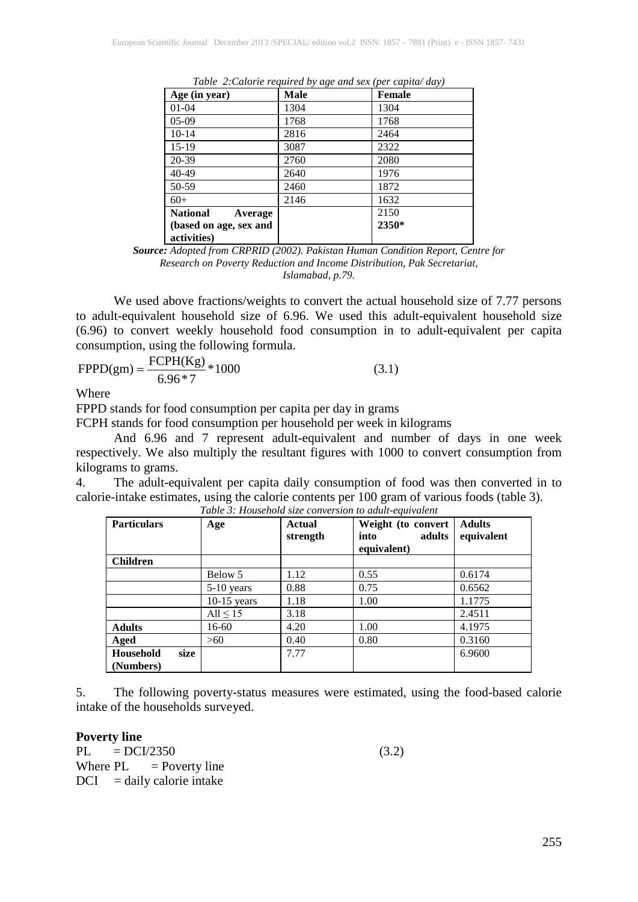*Table 2:Calorie required by age and sex (per capita/ day)*

| Age (in year) | Male | Female |
|---|---|---|
| 01-04 | 1304 | 1304 |
| 05-09 | 1768 | 1768 |
| 10-14 | 2816 | 2464 |
| 15-19 | 3087 | 2322 |
| 20-39 | 2760 | 2080 |
| 40-49 | 2640 | 1976 |
| 50-59 | 2460 | 1872 |
| 60+ | 2146 | 1632 |
| **National Average (based on age, sex and activities)** | | 2150 **2350*** |

***Source:*** *Adopted from CRPRID (2002). Pakistan Human Condition Report, Centre for Research on Poverty Reduction and Income Distribution, Pak Secretariat, Islamabad, p.79.*

We used above fractions/weights to convert the actual household size of 7.77 persons to adult-equivalent household size of 6.96. We used this adult-equivalent household size (6.96) to convert weekly household food consumption in to adult-equivalent per capita consumption, using the following formula.

$$\text{FPPD(gm)} = \frac{\text{FCPH(Kg)}}{6.96 * 7} * 1000 \qquad (3.1)$$

Where

FPPD stands for food consumption per capita per day in grams

FCPH stands for food consumption per household per week in kilograms

And 6.96 and 7 represent adult-equivalent and number of days in one week respectively. We also multiply the resultant figures with 1000 to convert consumption from kilograms to grams.

4. The adult-equivalent per capita daily consumption of food was then converted in to calorie-intake estimates, using the calorie contents per 100 gram of various foods (table 3).

*Table 3: Household size conversion to adult-equivalent*

| Particulars | Age | Actual strength | Weight (to convert into adults equivalent) | Adults equivalent |
|---|---|---|---|---|
| **Children** | | | | |
| | Below 5 | 1.12 | 0.55 | 0.6174 |
| | 5-10 years | 0.88 | 0.75 | 0.6562 |
| | 10-15 years | 1.18 | 1.00 | 1.1775 |
| | All ≤ 15 | 3.18 | | 2.4511 |
| **Adults** | 16-60 | 4.20 | 1.00 | 4.1975 |
| **Aged** | >60 | 0.40 | 0.80 | 0.3160 |
| **Household size (Numbers)** | | 7.77 | | 6.9600 |

5. The following poverty-status measures were estimated, using the food-based calorie intake of the households surveyed.

**Poverty line**

$$\text{PL} = \text{DCI}/2350 \qquad (3.2)$$

Where PL = Poverty line

DCI = daily calorie intake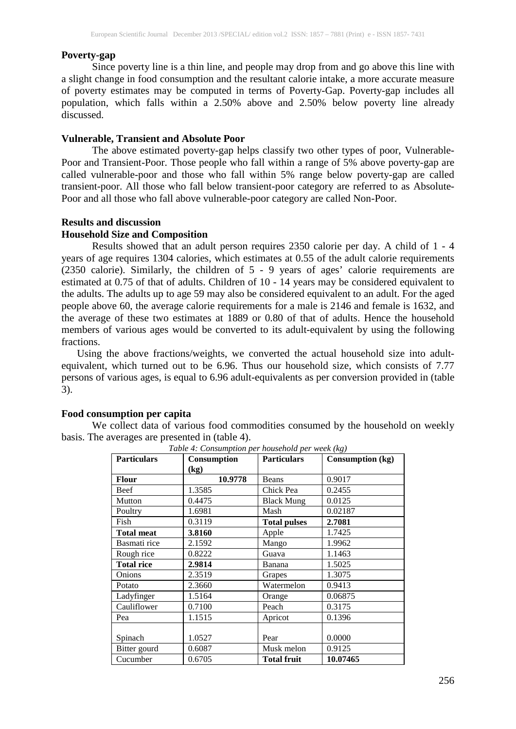**Poverty-gap**

Since poverty line is a thin line, and people may drop from and go above this line with a slight change in food consumption and the resultant calorie intake, a more accurate measure of poverty estimates may be computed in terms of Poverty-Gap. Poverty-gap includes all population, which falls within a 2.50% above and 2.50% below poverty line already discussed.

**Vulnerable, Transient and Absolute Poor**

The above estimated poverty-gap helps classify two other types of poor, Vulnerable-Poor and Transient-Poor. Those people who fall within a range of 5% above poverty-gap are called vulnerable-poor and those who fall within 5% range below poverty-gap are called transient-poor. All those who fall below transient-poor category are referred to as Absolute-Poor and all those who fall above vulnerable-poor category are called Non-Poor.

**Results and discussion**

**Household Size and Composition**

Results showed that an adult person requires 2350 calorie per day. A child of 1 - 4 years of age requires 1304 calories, which estimates at 0.55 of the adult calorie requirements (2350 calorie). Similarly, the children of 5 - 9 years of ages' calorie requirements are estimated at 0.75 of that of adults. Children of 10 - 14 years may be considered equivalent to the adults. The adults up to age 59 may also be considered equivalent to an adult. For the aged people above 60, the average calorie requirements for a male is 2146 and female is 1632, and the average of these two estimates at 1889 or 0.80 of that of adults. Hence the household members of various ages would be converted to its adult-equivalent by using the following fractions.

Using the above fractions/weights, we converted the actual household size into adult-equivalent, which turned out to be 6.96. Thus our household size, which consists of 7.77 persons of various ages, is equal to 6.96 adult-equivalents as per conversion provided in (table 3).

**Food consumption per capita**

We collect data of various food commodities consumed by the household on weekly basis. The averages are presented in (table 4).

*Table 4: Consumption per household per week (kg)*

| Particulars | Consumption (kg) | Particulars | Consumption (kg) |
|---|---|---|---|
| **Flour** | **10.9778** | Beans | 0.9017 |
| Beef | 1.3585 | Chick Pea | 0.2455 |
| Mutton | 0.4475 | Black Mung | 0.0125 |
| Poultry | 1.6981 | Mash | 0.02187 |
| Fish | 0.3119 | **Total pulses** | **2.7081** |
| **Total meat** | **3.8160** | Apple | 1.7425 |
| Basmati rice | 2.1592 | Mango | 1.9962 |
| Rough rice | 0.8222 | Guava | 1.1463 |
| **Total rice** | **2.9814** | Banana | 1.5025 |
| Onions | 2.3519 | Grapes | 1.3075 |
| Potato | 2.3660 | Watermelon | 0.9413 |
| Ladyfinger | 1.5164 | Orange | 0.06875 |
| Cauliflower | 0.7100 | Peach | 0.3175 |
| Pea | 1.1515 | Apricot | 0.1396 |
| Spinach | 1.0527 | Pear | 0.0000 |
| Bitter gourd | 0.6087 | Musk melon | 0.9125 |
| Cucumber | 0.6705 | **Total fruit** | **10.07465** |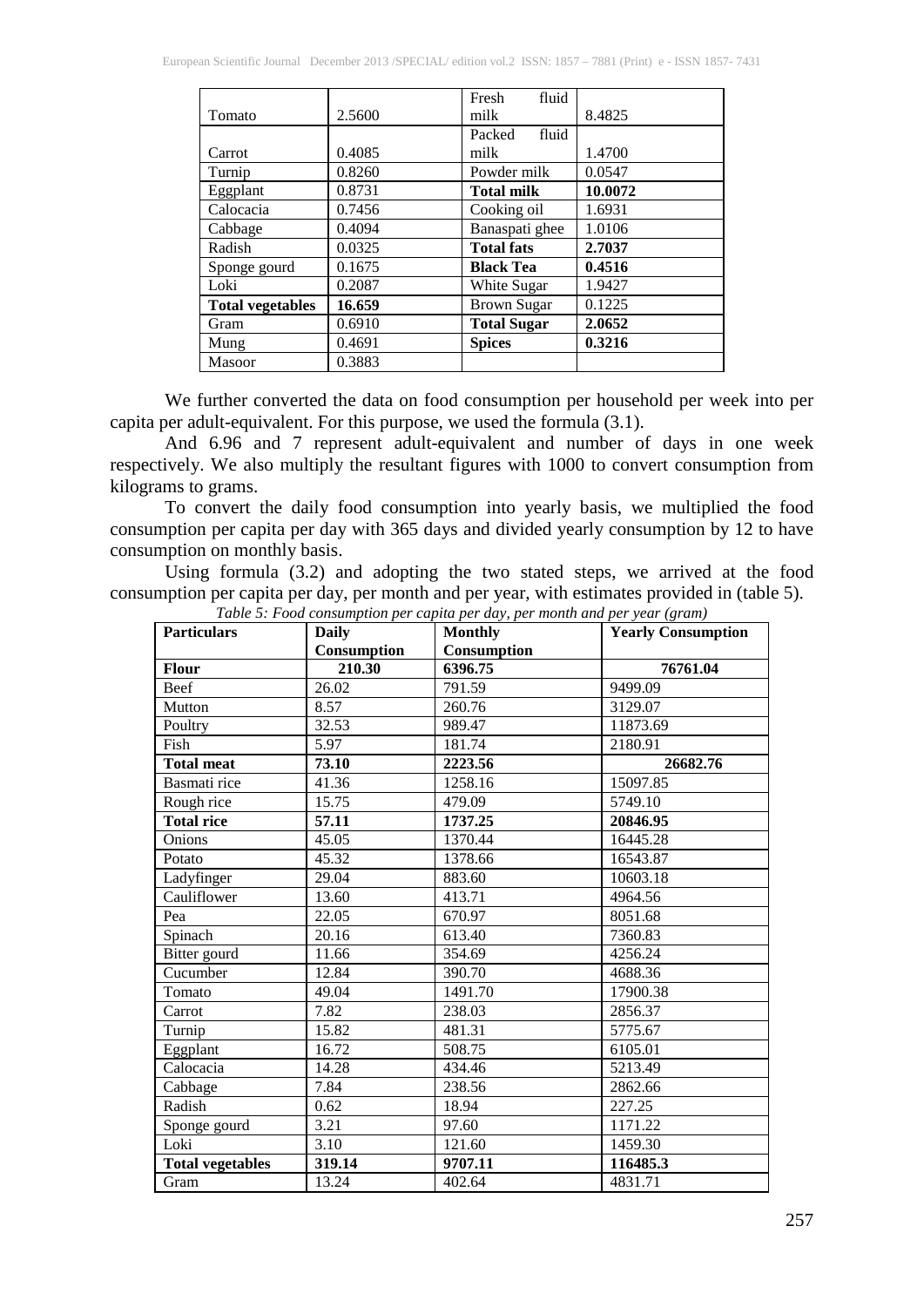| Tomato | 2.5600 | Fresh fluid milk | 8.4825 |
|---|---|---|---|
| Carrot | 0.4085 | Packed fluid milk | 1.4700 |
| Turnip | 0.8260 | Powder milk | 0.0547 |
| Eggplant | 0.8731 | **Total milk** | **10.0072** |
| Calocacia | 0.7456 | Cooking oil | 1.6931 |
| Cabbage | 0.4094 | Banaspati ghee | 1.0106 |
| Radish | 0.0325 | **Total fats** | **2.7037** |
| Sponge gourd | 0.1675 | **Black Tea** | **0.4516** |
| Loki | 0.2087 | White Sugar | 1.9427 |
| **Total vegetables** | **16.659** | Brown Sugar | 0.1225 |
| Gram | 0.6910 | **Total Sugar** | **2.0652** |
| Mung | 0.4691 | **Spices** | **0.3216** |
| Masoor | 0.3883 | | |

We further converted the data on food consumption per household per week into per capita per adult-equivalent. For this purpose, we used the formula (3.1).

And 6.96 and 7 represent adult-equivalent and number of days in one week respectively. We also multiply the resultant figures with 1000 to convert consumption from kilograms to grams.

To convert the daily food consumption into yearly basis, we multiplied the food consumption per capita per day with 365 days and divided yearly consumption by 12 to have consumption on monthly basis.

Using formula (3.2) and adopting the two stated steps, we arrived at the food consumption per capita per day, per month and per year, with estimates provided in (table 5).

*Table 5: Food consumption per capita per day, per month and per year (gram)*

| Particulars | Daily Consumption | Monthly Consumption | Yearly Consumption |
|---|---|---|---|
| **Flour** | **210.30** | **6396.75** | **76761.04** |
| Beef | 26.02 | 791.59 | 9499.09 |
| Mutton | 8.57 | 260.76 | 3129.07 |
| Poultry | 32.53 | 989.47 | 11873.69 |
| Fish | 5.97 | 181.74 | 2180.91 |
| **Total meat** | **73.10** | **2223.56** | **26682.76** |
| Basmati rice | 41.36 | 1258.16 | 15097.85 |
| Rough rice | 15.75 | 479.09 | 5749.10 |
| **Total rice** | **57.11** | **1737.25** | **20846.95** |
| Onions | 45.05 | 1370.44 | 16445.28 |
| Potato | 45.32 | 1378.66 | 16543.87 |
| Ladyfinger | 29.04 | 883.60 | 10603.18 |
| Cauliflower | 13.60 | 413.71 | 4964.56 |
| Pea | 22.05 | 670.97 | 8051.68 |
| Spinach | 20.16 | 613.40 | 7360.83 |
| Bitter gourd | 11.66 | 354.69 | 4256.24 |
| Cucumber | 12.84 | 390.70 | 4688.36 |
| Tomato | 49.04 | 1491.70 | 17900.38 |
| Carrot | 7.82 | 238.03 | 2856.37 |
| Turnip | 15.82 | 481.31 | 5775.67 |
| Eggplant | 16.72 | 508.75 | 6105.01 |
| Calocacia | 14.28 | 434.46 | 5213.49 |
| Cabbage | 7.84 | 238.56 | 2862.66 |
| Radish | 0.62 | 18.94 | 227.25 |
| Sponge gourd | 3.21 | 97.60 | 1171.22 |
| Loki | 3.10 | 121.60 | 1459.30 |
| **Total vegetables** | **319.14** | **9707.11** | **116485.3** |
| Gram | 13.24 | 402.64 | 4831.71 |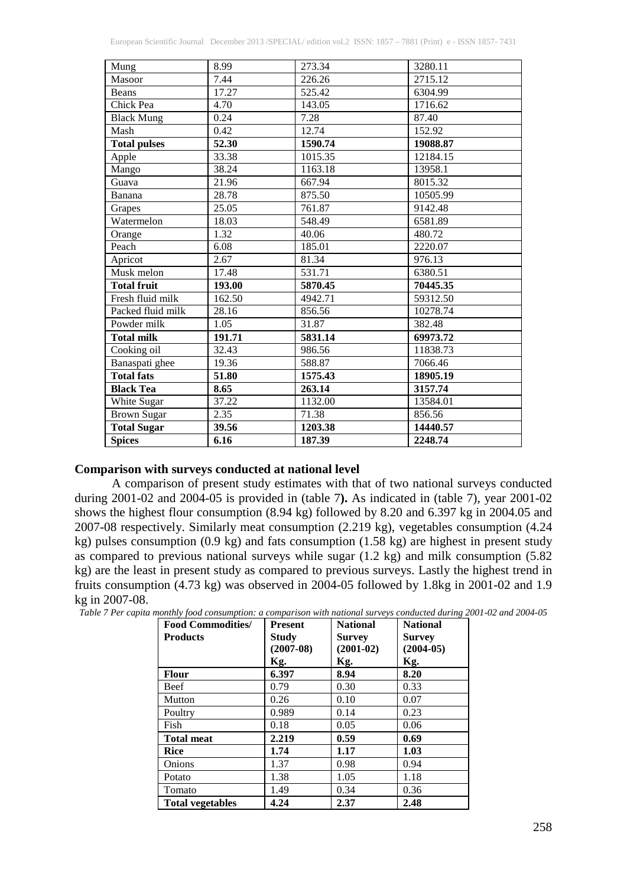| Mung | 8.99 | 273.34 | 3280.11 |
|---|---|---|---|
| Masoor | 7.44 | 226.26 | 2715.12 |
| Beans | 17.27 | 525.42 | 6304.99 |
| Chick Pea | 4.70 | 143.05 | 1716.62 |
| Black Mung | 0.24 | 7.28 | 87.40 |
| Mash | 0.42 | 12.74 | 152.92 |
| **Total pulses** | **52.30** | **1590.74** | **19088.87** |
| Apple | 33.38 | 1015.35 | 12184.15 |
| Mango | 38.24 | 1163.18 | 13958.1 |
| Guava | 21.96 | 667.94 | 8015.32 |
| Banana | 28.78 | 875.50 | 10505.99 |
| Grapes | 25.05 | 761.87 | 9142.48 |
| Watermelon | 18.03 | 548.49 | 6581.89 |
| Orange | 1.32 | 40.06 | 480.72 |
| Peach | 6.08 | 185.01 | 2220.07 |
| Apricot | 2.67 | 81.34 | 976.13 |
| Musk melon | 17.48 | 531.71 | 6380.51 |
| **Total fruit** | **193.00** | **5870.45** | **70445.35** |
| Fresh fluid milk | 162.50 | 4942.71 | 59312.50 |
| Packed fluid milk | 28.16 | 856.56 | 10278.74 |
| Powder milk | 1.05 | 31.87 | 382.48 |
| **Total milk** | **191.71** | **5831.14** | **69973.72** |
| Cooking oil | 32.43 | 986.56 | 11838.73 |
| Banaspati ghee | 19.36 | 588.87 | 7066.46 |
| **Total fats** | **51.80** | **1575.43** | **18905.19** |
| **Black Tea** | **8.65** | **263.14** | **3157.74** |
| White Sugar | 37.22 | 1132.00 | 13584.01 |
| Brown Sugar | 2.35 | 71.38 | 856.56 |
| **Total Sugar** | **39.56** | **1203.38** | **14440.57** |
| **Spices** | **6.16** | **187.39** | **2248.74** |

**Comparison with surveys conducted at national level**

A comparison of present study estimates with that of two national surveys conducted during 2001-02 and 2004-05 is provided in (table 7**).** As indicated in (table 7), year 2001-02 shows the highest flour consumption (8.94 kg) followed by 8.20 and 6.397 kg in 2004.05 and 2007-08 respectively. Similarly meat consumption (2.219 kg), vegetables consumption (4.24 kg) pulses consumption (0.9 kg) and fats consumption (1.58 kg) are highest in present study as compared to previous national surveys while sugar (1.2 kg) and milk consumption (5.82 kg) are the least in present study as compared to previous surveys. Lastly the highest trend in fruits consumption (4.73 kg) was observed in 2004-05 followed by 1.8kg in 2001-02 and 1.9 kg in 2007-08.

*Table 7 Per capita monthly food consumption: a comparison with national surveys conducted during 2001-02 and 2004-05*

| Food Commodities/ Products | Present Study (2007-08) Kg. | National Survey (2001-02) Kg. | National Survey (2004-05) Kg. |
|---|---|---|---|
| **Flour** | **6.397** | **8.94** | **8.20** |
| Beef | 0.79 | 0.30 | 0.33 |
| Mutton | 0.26 | 0.10 | 0.07 |
| Poultry | 0.989 | 0.14 | 0.23 |
| Fish | 0.18 | 0.05 | 0.06 |
| **Total meat** | **2.219** | **0.59** | **0.69** |
| **Rice** | **1.74** | **1.17** | **1.03** |
| Onions | 1.37 | 0.98 | 0.94 |
| Potato | 1.38 | 1.05 | 1.18 |
| Tomato | 1.49 | 0.34 | 0.36 |
| **Total vegetables** | **4.24** | **2.37** | **2.48** |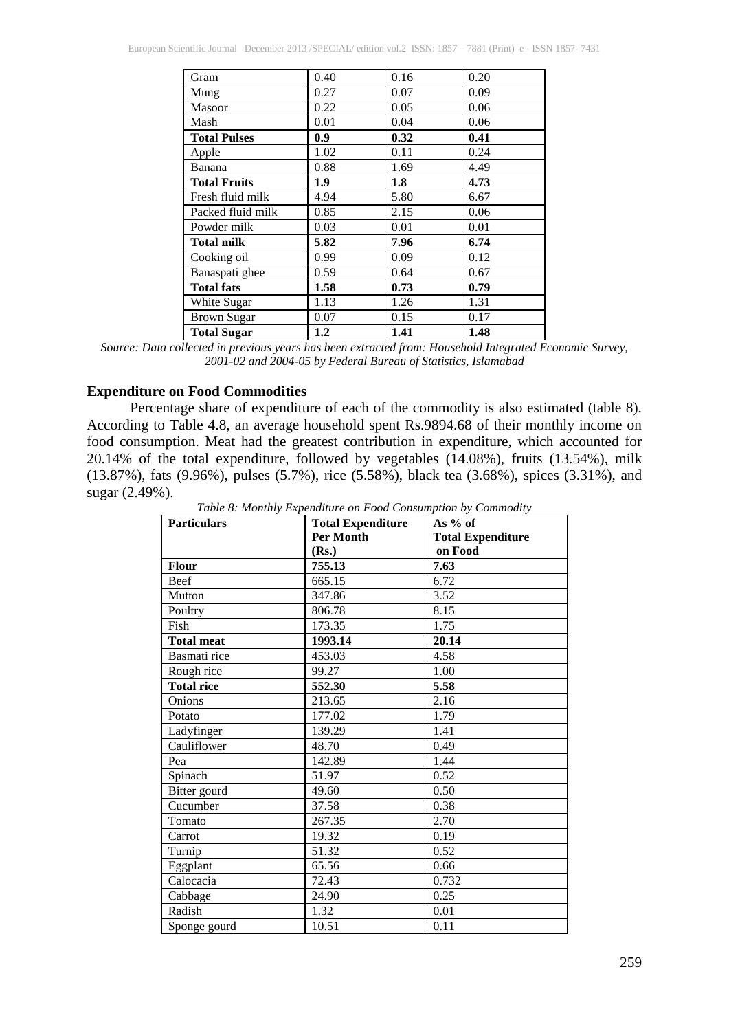| Gram | 0.40 | 0.16 | 0.20 |
|---|---|---|---|
| Mung | 0.27 | 0.07 | 0.09 |
| Masoor | 0.22 | 0.05 | 0.06 |
| Mash | 0.01 | 0.04 | 0.06 |
| **Total Pulses** | **0.9** | **0.32** | **0.41** |
| Apple | 1.02 | 0.11 | 0.24 |
| Banana | 0.88 | 1.69 | 4.49 |
| **Total Fruits** | **1.9** | **1.8** | **4.73** |
| Fresh fluid milk | 4.94 | 5.80 | 6.67 |
| Packed fluid milk | 0.85 | 2.15 | 0.06 |
| Powder milk | 0.03 | 0.01 | 0.01 |
| **Total milk** | **5.82** | **7.96** | **6.74** |
| Cooking oil | 0.99 | 0.09 | 0.12 |
| Banaspati ghee | 0.59 | 0.64 | 0.67 |
| **Total fats** | **1.58** | **0.73** | **0.79** |
| White Sugar | 1.13 | 1.26 | 1.31 |
| Brown Sugar | 0.07 | 0.15 | 0.17 |
| **Total Sugar** | **1.2** | **1.41** | **1.48** |

*Source: Data collected in previous years has been extracted from: Household Integrated Economic Survey, 2001-02 and 2004-05 by Federal Bureau of Statistics, Islamabad*

### Expenditure on Food Commodities

Percentage share of expenditure of each of the commodity is also estimated (table 8). According to Table 4.8, an average household spent Rs.9894.68 of their monthly income on food consumption. Meat had the greatest contribution in expenditure, which accounted for 20.14% of the total expenditure, followed by vegetables (14.08%), fruits (13.54%), milk (13.87%), fats (9.96%), pulses (5.7%), rice (5.58%), black tea (3.68%), spices (3.31%), and sugar (2.49%).

*Table 8: Monthly Expenditure on Food Consumption by Commodity*

| Particulars | Total Expenditure Per Month (Rs.) | As % of Total Expenditure on Food |
|---|---|---|
| **Flour** | **755.13** | **7.63** |
| Beef | 665.15 | 6.72 |
| Mutton | 347.86 | 3.52 |
| Poultry | 806.78 | 8.15 |
| Fish | 173.35 | 1.75 |
| **Total meat** | **1993.14** | **20.14** |
| Basmati rice | 453.03 | 4.58 |
| Rough rice | 99.27 | 1.00 |
| **Total rice** | **552.30** | **5.58** |
| Onions | 213.65 | 2.16 |
| Potato | 177.02 | 1.79 |
| Ladyfinger | 139.29 | 1.41 |
| Cauliflower | 48.70 | 0.49 |
| Pea | 142.89 | 1.44 |
| Spinach | 51.97 | 0.52 |
| Bitter gourd | 49.60 | 0.50 |
| Cucumber | 37.58 | 0.38 |
| Tomato | 267.35 | 2.70 |
| Carrot | 19.32 | 0.19 |
| Turnip | 51.32 | 0.52 |
| Eggplant | 65.56 | 0.66 |
| Calocacia | 72.43 | 0.732 |
| Cabbage | 24.90 | 0.25 |
| Radish | 1.32 | 0.01 |
| Sponge gourd | 10.51 | 0.11 |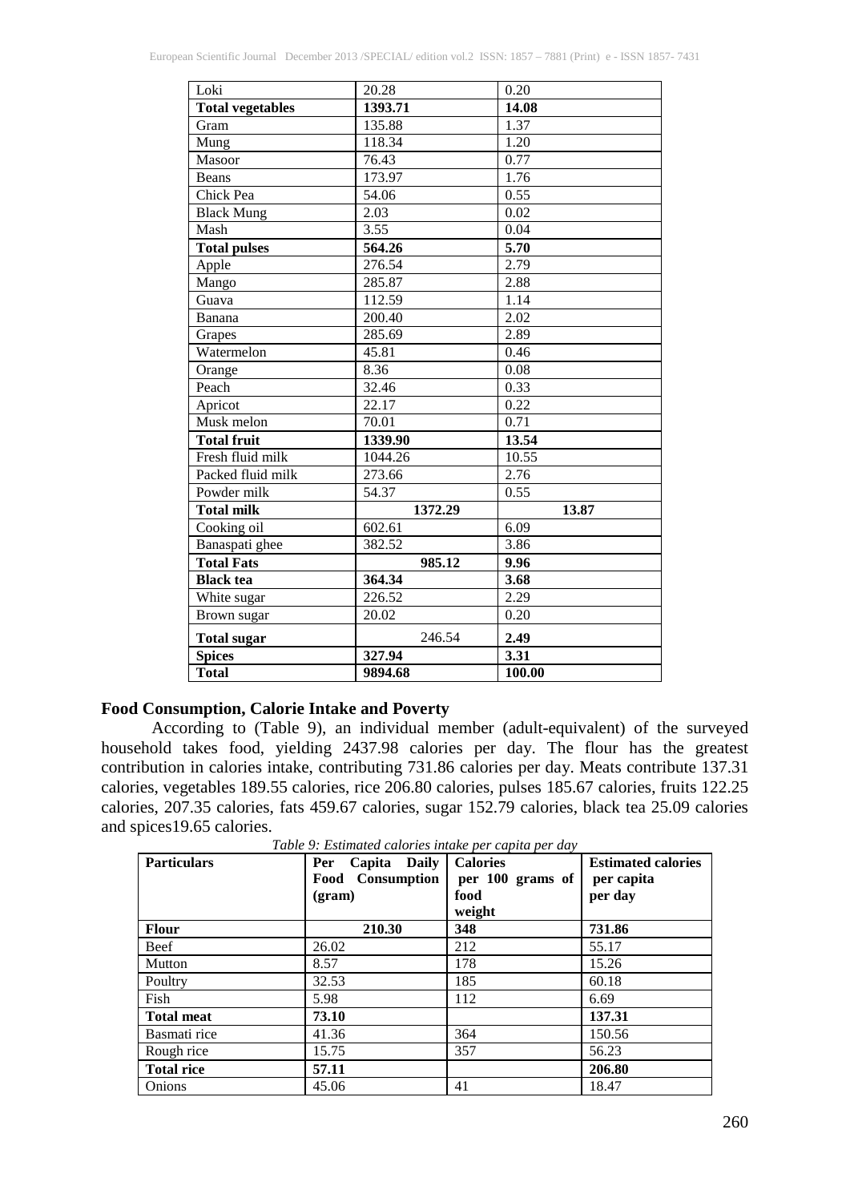| Loki | 20.28 | 0.20 |
|---|---|---|
| **Total vegetables** | **1393.71** | **14.08** |
| Gram | 135.88 | 1.37 |
| Mung | 118.34 | 1.20 |
| Masoor | 76.43 | 0.77 |
| Beans | 173.97 | 1.76 |
| Chick Pea | 54.06 | 0.55 |
| Black Mung | 2.03 | 0.02 |
| Mash | 3.55 | 0.04 |
| **Total pulses** | **564.26** | **5.70** |
| Apple | 276.54 | 2.79 |
| Mango | 285.87 | 2.88 |
| Guava | 112.59 | 1.14 |
| Banana | 200.40 | 2.02 |
| Grapes | 285.69 | 2.89 |
| Watermelon | 45.81 | 0.46 |
| Orange | 8.36 | 0.08 |
| Peach | 32.46 | 0.33 |
| Apricot | 22.17 | 0.22 |
| Musk melon | 70.01 | 0.71 |
| **Total fruit** | **1339.90** | **13.54** |
| Fresh fluid milk | 1044.26 | 10.55 |
| Packed fluid milk | 273.66 | 2.76 |
| Powder milk | 54.37 | 0.55 |
| **Total milk** | **1372.29** | **13.87** |
| Cooking oil | 602.61 | 6.09 |
| Banaspati ghee | 382.52 | 3.86 |
| **Total Fats** | **985.12** | **9.96** |
| **Black tea** | **364.34** | **3.68** |
| White sugar | 226.52 | 2.29 |
| Brown sugar | 20.02 | 0.20 |
| **Total sugar** | 246.54 | **2.49** |
| **Spices** | **327.94** | **3.31** |
| **Total** | **9894.68** | **100.00** |

## Food Consumption, Calorie Intake and Poverty

According to (Table 9), an individual member (adult-equivalent) of the surveyed household takes food, yielding 2437.98 calories per day. The flour has the greatest contribution in calories intake, contributing 731.86 calories per day. Meats contribute 137.31 calories, vegetables 189.55 calories, rice 206.80 calories, pulses 185.67 calories, fruits 122.25 calories, 207.35 calories, fats 459.67 calories, sugar 152.79 calories, black tea 25.09 calories and spices19.65 calories.

*Table 9: Estimated calories intake per capita per day*

| Particulars | Per Capita Daily Food Consumption (gram) | Calories per 100 grams of food weight | Estimated calories per capita per day |
|---|---|---|---|
| **Flour** | **210.30** | **348** | **731.86** |
| Beef | 26.02 | 212 | 55.17 |
| Mutton | 8.57 | 178 | 15.26 |
| Poultry | 32.53 | 185 | 60.18 |
| Fish | 5.98 | 112 | 6.69 |
| **Total meat** | **73.10** | | **137.31** |
| Basmati rice | 41.36 | 364 | 150.56 |
| Rough rice | 15.75 | 357 | 56.23 |
| **Total rice** | **57.11** | | **206.80** |
| Onions | 45.06 | 41 | 18.47 |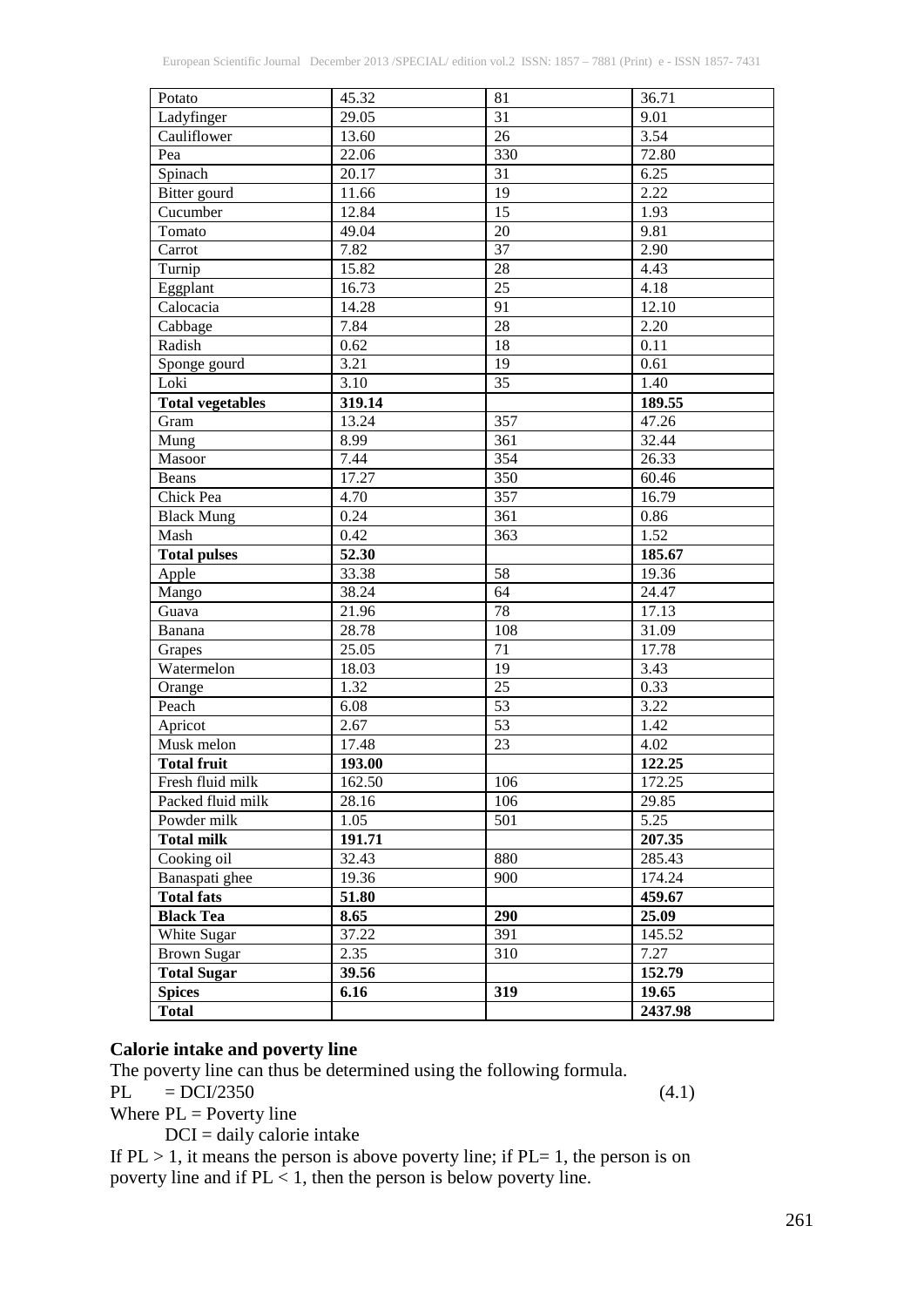| Potato | 45.32 | 81 | 36.71 |
| --- | --- | --- | --- |
| Ladyfinger | 29.05 | 31 | 9.01 |
| Cauliflower | 13.60 | 26 | 3.54 |
| Pea | 22.06 | 330 | 72.80 |
| Spinach | 20.17 | 31 | 6.25 |
| Bitter gourd | 11.66 | 19 | 2.22 |
| Cucumber | 12.84 | 15 | 1.93 |
| Tomato | 49.04 | 20 | 9.81 |
| Carrot | 7.82 | 37 | 2.90 |
| Turnip | 15.82 | 28 | 4.43 |
| Eggplant | 16.73 | 25 | 4.18 |
| Calocacia | 14.28 | 91 | 12.10 |
| Cabbage | 7.84 | 28 | 2.20 |
| Radish | 0.62 | 18 | 0.11 |
| Sponge gourd | 3.21 | 19 | 0.61 |
| Loki | 3.10 | 35 | 1.40 |
| **Total vegetables** | **319.14** | | **189.55** |
| Gram | 13.24 | 357 | 47.26 |
| Mung | 8.99 | 361 | 32.44 |
| Masoor | 7.44 | 354 | 26.33 |
| Beans | 17.27 | 350 | 60.46 |
| Chick Pea | 4.70 | 357 | 16.79 |
| Black Mung | 0.24 | 361 | 0.86 |
| Mash | 0.42 | 363 | 1.52 |
| **Total pulses** | **52.30** | | **185.67** |
| Apple | 33.38 | 58 | 19.36 |
| Mango | 38.24 | 64 | 24.47 |
| Guava | 21.96 | 78 | 17.13 |
| Banana | 28.78 | 108 | 31.09 |
| Grapes | 25.05 | 71 | 17.78 |
| Watermelon | 18.03 | 19 | 3.43 |
| Orange | 1.32 | 25 | 0.33 |
| Peach | 6.08 | 53 | 3.22 |
| Apricot | 2.67 | 53 | 1.42 |
| Musk melon | 17.48 | 23 | 4.02 |
| **Total fruit** | **193.00** | | **122.25** |
| Fresh fluid milk | 162.50 | 106 | 172.25 |
| Packed fluid milk | 28.16 | 106 | 29.85 |
| Powder milk | 1.05 | 501 | 5.25 |
| **Total milk** | **191.71** | | **207.35** |
| Cooking oil | 32.43 | 880 | 285.43 |
| Banaspati ghee | 19.36 | 900 | 174.24 |
| **Total fats** | **51.80** | | **459.67** |
| **Black Tea** | **8.65** | **290** | **25.09** |
| White Sugar | 37.22 | 391 | 145.52 |
| Brown Sugar | 2.35 | 310 | 7.27 |
| **Total Sugar** | **39.56** | | **152.79** |
| **Spices** | **6.16** | **319** | **19.65** |
| **Total** | | | **2437.98** |

**Calorie intake and poverty line**

The poverty line can thus be determined using the following formula.

$$PL = DCI/2350 \quad (4.1)$$

Where PL = Poverty line

DCI = daily calorie intake

If $PL > 1$, it means the person is above poverty line; if $PL = 1$, the person is on poverty line and if $PL < 1$, then the person is below poverty line.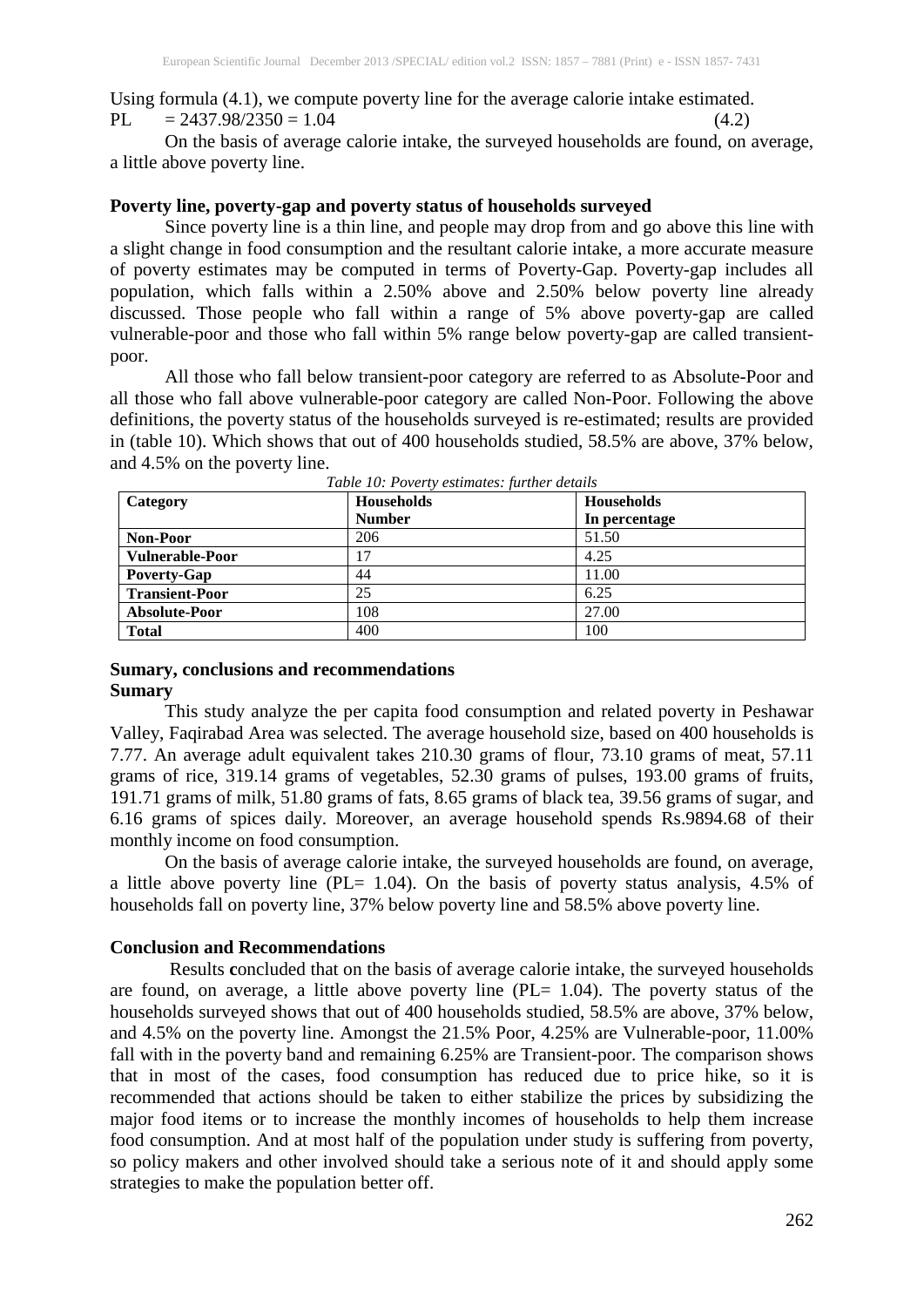Using formula (4.1), we compute poverty line for the average calorie intake estimated.

$$PL = 2437.98/2350 = 1.04 \quad (4.2)$$

On the basis of average calorie intake, the surveyed households are found, on average, a little above poverty line.

### Poverty line, poverty-gap and poverty status of households surveyed

Since poverty line is a thin line, and people may drop from and go above this line with a slight change in food consumption and the resultant calorie intake, a more accurate measure of poverty estimates may be computed in terms of Poverty-Gap. Poverty-gap includes all population, which falls within a 2.50% above and 2.50% below poverty line already discussed. Those people who fall within a range of 5% above poverty-gap are called vulnerable-poor and those who fall within 5% range below poverty-gap are called transient-poor.

All those who fall below transient-poor category are referred to as Absolute-Poor and all those who fall above vulnerable-poor category are called Non-Poor. Following the above definitions, the poverty status of the households surveyed is re-estimated; results are provided in (table 10). Which shows that out of 400 households studied, 58.5% are above, 37% below, and 4.5% on the poverty line.

*Table 10: Poverty estimates: further details*

| Category | Households Number | Households In percentage |
|---|---|---|
| **Non-Poor** | 206 | 51.50 |
| **Vulnerable-Poor** | 17 | 4.25 |
| **Poverty-Gap** | 44 | 11.00 |
| **Transient-Poor** | 25 | 6.25 |
| **Absolute-Poor** | 108 | 27.00 |
| **Total** | 400 | 100 |

## Sumary, conclusions and recommendations

### Sumary

This study analyze the per capita food consumption and related poverty in Peshawar Valley, Faqirabad Area was selected. The average household size, based on 400 households is 7.77. An average adult equivalent takes 210.30 grams of flour, 73.10 grams of meat, 57.11 grams of rice, 319.14 grams of vegetables, 52.30 grams of pulses, 193.00 grams of fruits, 191.71 grams of milk, 51.80 grams of fats, 8.65 grams of black tea, 39.56 grams of sugar, and 6.16 grams of spices daily. Moreover, an average household spends Rs.9894.68 of their monthly income on food consumption.

On the basis of average calorie intake, the surveyed households are found, on average, a little above poverty line (PL= 1.04). On the basis of poverty status analysis, 4.5% of households fall on poverty line, 37% below poverty line and 58.5% above poverty line.

### Conclusion and Recommendations

Results **c**oncluded that on the basis of average calorie intake, the surveyed households are found, on average, a little above poverty line (PL= 1.04). The poverty status of the households surveyed shows that out of 400 households studied, 58.5% are above, 37% below, and 4.5% on the poverty line. Amongst the 21.5% Poor, 4.25% are Vulnerable-poor, 11.00% fall with in the poverty band and remaining 6.25% are Transient-poor. The comparison shows that in most of the cases, food consumption has reduced due to price hike, so it is recommended that actions should be taken to either stabilize the prices by subsidizing the major food items or to increase the monthly incomes of households to help them increase food consumption. And at most half of the population under study is suffering from poverty, so policy makers and other involved should take a serious note of it and should apply some strategies to make the population better off.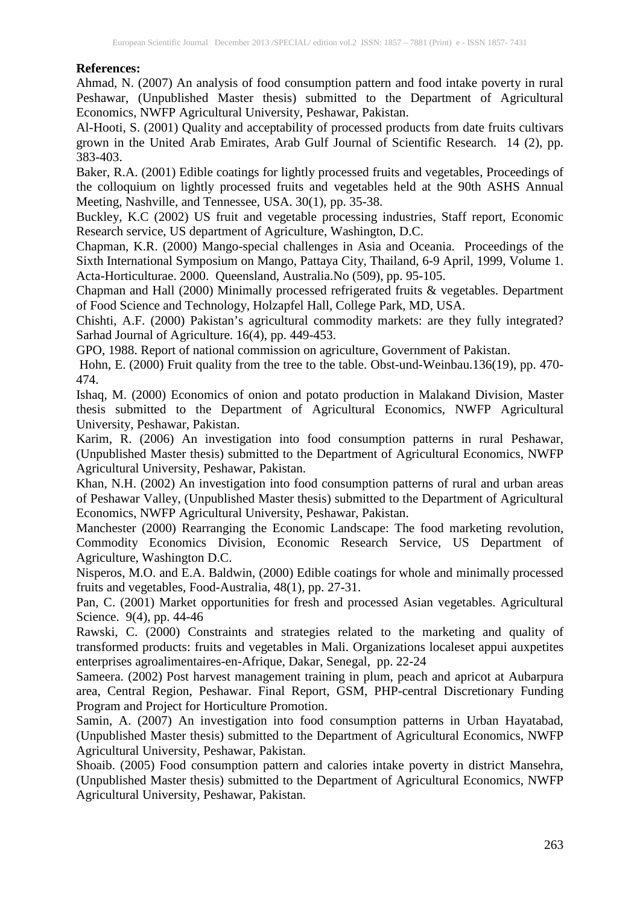**References:**

Ahmad, N. (2007) An analysis of food consumption pattern and food intake poverty in rural Peshawar, (Unpublished Master thesis) submitted to the Department of Agricultural Economics, NWFP Agricultural University, Peshawar, Pakistan.

Al-Hooti, S. (2001) Quality and acceptability of processed products from date fruits cultivars grown in the United Arab Emirates, Arab Gulf Journal of Scientific Research. 14 (2), pp. 383-403.

Baker, R.A. (2001) Edible coatings for lightly processed fruits and vegetables, Proceedings of the colloquium on lightly processed fruits and vegetables held at the 90th ASHS Annual Meeting, Nashville, and Tennessee, USA. 30(1), pp. 35-38.

Buckley, K.C (2002) US fruit and vegetable processing industries, Staff report, Economic Research service, US department of Agriculture, Washington, D.C.

Chapman, K.R. (2000) Mango-special challenges in Asia and Oceania. Proceedings of the Sixth International Symposium on Mango, Pattaya City, Thailand, 6-9 April, 1999, Volume 1. Acta-Horticulturae. 2000. Queensland, Australia.No (509), pp. 95-105.

Chapman and Hall (2000) Minimally processed refrigerated fruits & vegetables. Department of Food Science and Technology, Holzapfel Hall, College Park, MD, USA.

Chishti, A.F. (2000) Pakistan's agricultural commodity markets: are they fully integrated? Sarhad Journal of Agriculture. 16(4), pp. 449-453.

GPO, 1988. Report of national commission on agriculture, Government of Pakistan.

Hohn, E. (2000) Fruit quality from the tree to the table. Obst-und-Weinbau.136(19), pp. 470-474.

Ishaq, M. (2000) Economics of onion and potato production in Malakand Division, Master thesis submitted to the Department of Agricultural Economics, NWFP Agricultural University, Peshawar, Pakistan.

Karim, R. (2006) An investigation into food consumption patterns in rural Peshawar, (Unpublished Master thesis) submitted to the Department of Agricultural Economics, NWFP Agricultural University, Peshawar, Pakistan.

Khan, N.H. (2002) An investigation into food consumption patterns of rural and urban areas of Peshawar Valley, (Unpublished Master thesis) submitted to the Department of Agricultural Economics, NWFP Agricultural University, Peshawar, Pakistan.

Manchester (2000) Rearranging the Economic Landscape: The food marketing revolution, Commodity Economics Division, Economic Research Service, US Department of Agriculture, Washington D.C.

Nisperos, M.O. and E.A. Baldwin, (2000) Edible coatings for whole and minimally processed fruits and vegetables, Food-Australia, 48(1), pp. 27-31.

Pan, C. (2001) Market opportunities for fresh and processed Asian vegetables. Agricultural Science. 9(4), pp. 44-46

Rawski, C. (2000) Constraints and strategies related to the marketing and quality of transformed products: fruits and vegetables in Mali. Organizations localeset appui auxpetites enterprises agroalimentaires-en-Afrique, Dakar, Senegal, pp. 22-24

Sameera. (2002) Post harvest management training in plum, peach and apricot at Aubarpura area, Central Region, Peshawar. Final Report, GSM, PHP-central Discretionary Funding Program and Project for Horticulture Promotion.

Samin, A. (2007) An investigation into food consumption patterns in Urban Hayatabad, (Unpublished Master thesis) submitted to the Department of Agricultural Economics, NWFP Agricultural University, Peshawar, Pakistan.

Shoaib. (2005) Food consumption pattern and calories intake poverty in district Mansehra, (Unpublished Master thesis) submitted to the Department of Agricultural Economics, NWFP Agricultural University, Peshawar, Pakistan.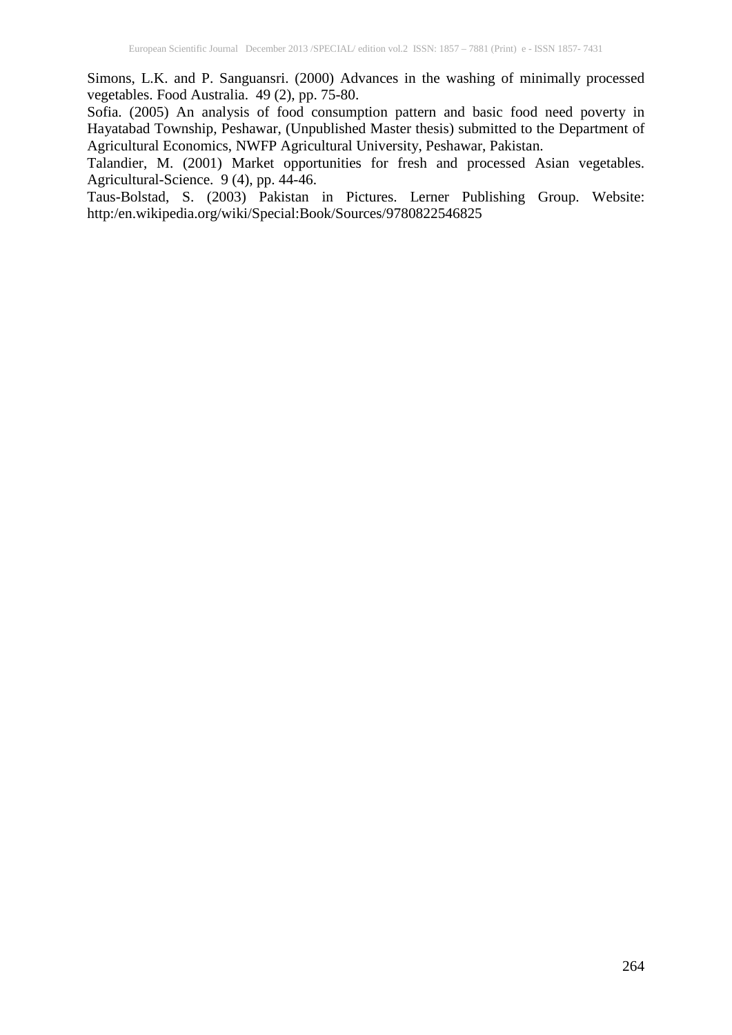Simons, L.K. and P. Sanguansri. (2000) Advances in the washing of minimally processed vegetables. Food Australia. 49 (2), pp. 75-80.

Sofia. (2005) An analysis of food consumption pattern and basic food need poverty in Hayatabad Township, Peshawar, (Unpublished Master thesis) submitted to the Department of Agricultural Economics, NWFP Agricultural University, Peshawar, Pakistan.

Talandier, M. (2001) Market opportunities for fresh and processed Asian vegetables. Agricultural-Science. 9 (4), pp. 44-46.

Taus-Bolstad, S. (2003) Pakistan in Pictures. Lerner Publishing Group. Website: http:/en.wikipedia.org/wiki/Special:Book/Sources/9780822546825